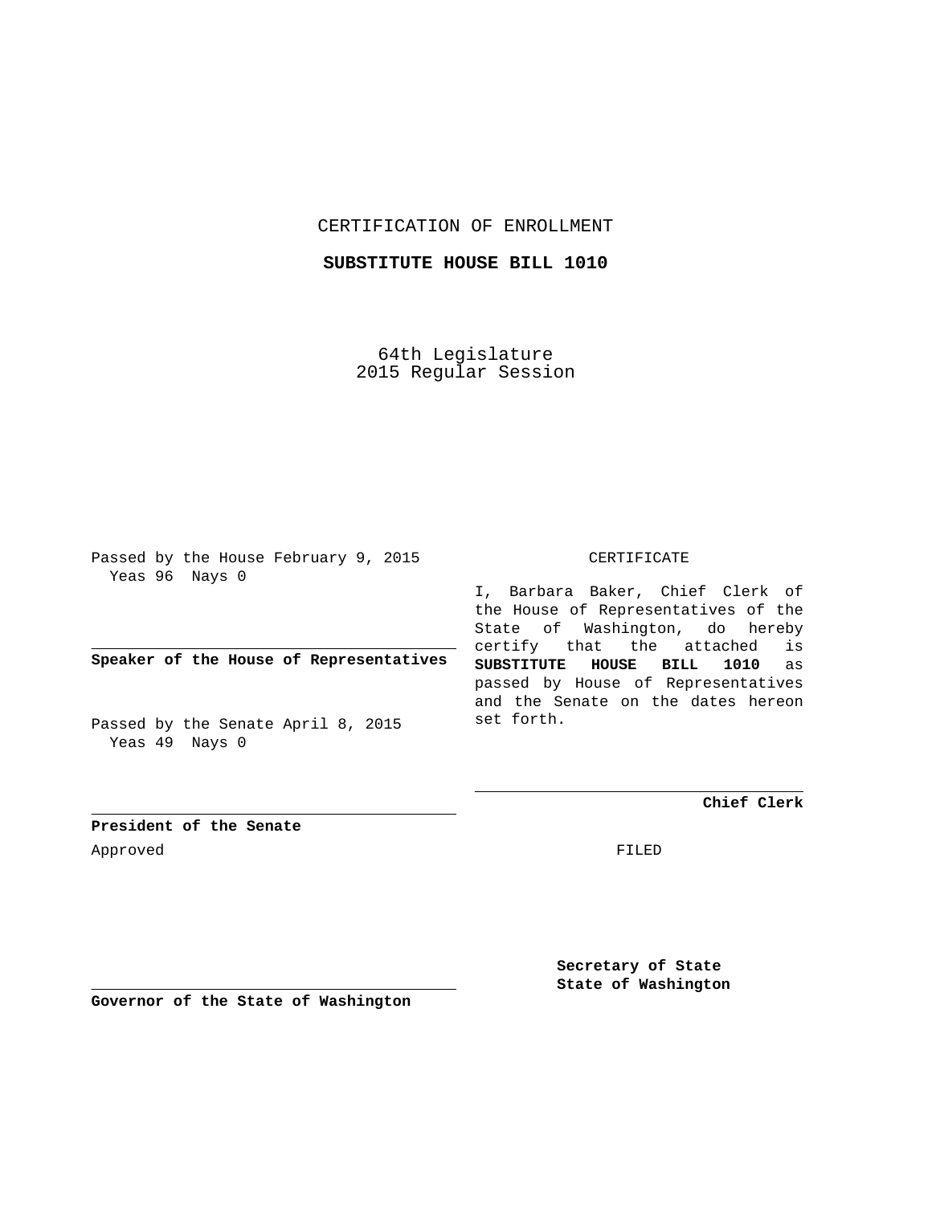CERTIFICATION OF ENROLLMENT

**SUBSTITUTE HOUSE BILL 1010**

64th Legislature
2015 Regular Session

Passed by the House February 9, 2015
Yeas 96 Nays 0

**Speaker of the House of Representatives**

Passed by the Senate April 8, 2015
Yeas 49 Nays 0

**President of the Senate**

Approved

**Governor of the State of Washington**

CERTIFICATE

I, Barbara Baker, Chief Clerk of the House of Representatives of the State of Washington, do hereby certify that the attached is **SUBSTITUTE HOUSE BILL 1010** as passed by House of Representatives and the Senate on the dates hereon set forth.

**Chief Clerk**

FILED

**Secretary of State**
**State of Washington**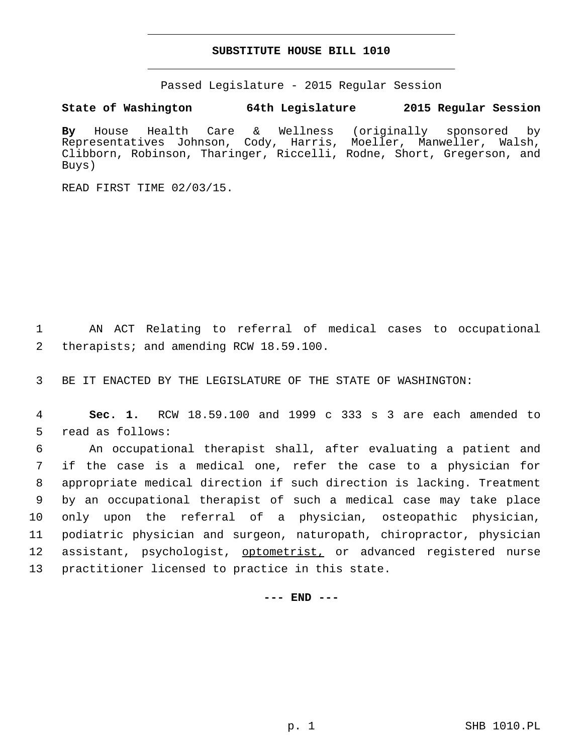# SUBSTITUTE HOUSE BILL 1010

Passed Legislature - 2015 Regular Session

**State of Washington 64th Legislature 2015 Regular Session**

**By** House Health Care & Wellness (originally sponsored by Representatives Johnson, Cody, Harris, Moeller, Manweller, Walsh, Clibborn, Robinson, Tharinger, Riccelli, Rodne, Short, Gregerson, and Buys)

READ FIRST TIME 02/03/15.

AN ACT Relating to referral of medical cases to occupational therapists; and amending RCW 18.59.100.

BE IT ENACTED BY THE LEGISLATURE OF THE STATE OF WASHINGTON:

**Sec. 1.** RCW 18.59.100 and 1999 c 333 s 3 are each amended to read as follows:

An occupational therapist shall, after evaluating a patient and if the case is a medical one, refer the case to a physician for appropriate medical direction if such direction is lacking. Treatment by an occupational therapist of such a medical case may take place only upon the referral of a physician, osteopathic physician, podiatric physician and surgeon, naturopath, chiropractor, physician assistant, psychologist, <u>optometrist,</u> or advanced registered nurse practitioner licensed to practice in this state.

**--- END ---**